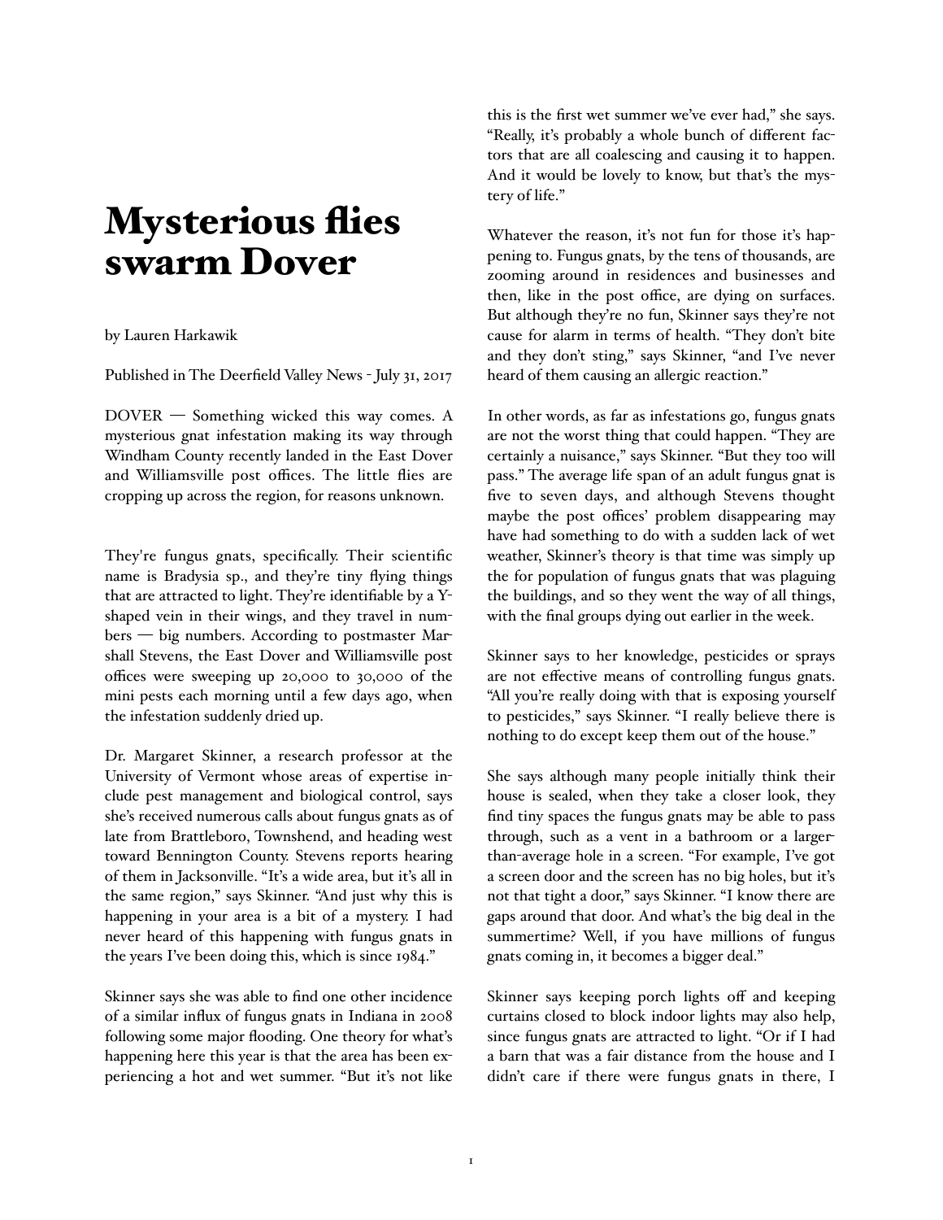# Mysterious flies swarm Dover

by Lauren Harkawik

Published in The Deerfield Valley News - July 31, 2017

DOVER — Something wicked this way comes. A mysterious gnat infestation making its way through Windham County recently landed in the East Dover and Williamsville post offices. The little flies are cropping up across the region, for reasons unknown.

They're fungus gnats, specifically. Their scientific name is Bradysia sp., and they're tiny flying things that are attracted to light. They're identifiable by a Y-shaped vein in their wings, and they travel in numbers — big numbers. According to postmaster Marshall Stevens, the East Dover and Williamsville post offices were sweeping up 20,000 to 30,000 of the mini pests each morning until a few days ago, when the infestation suddenly dried up.

Dr. Margaret Skinner, a research professor at the University of Vermont whose areas of expertise include pest management and biological control, says she's received numerous calls about fungus gnats as of late from Brattleboro, Townshend, and heading west toward Bennington County. Stevens reports hearing of them in Jacksonville. "It's a wide area, but it's all in the same region," says Skinner. "And just why this is happening in your area is a bit of a mystery. I had never heard of this happening with fungus gnats in the years I've been doing this, which is since 1984."

Skinner says she was able to find one other incidence of a similar influx of fungus gnats in Indiana in 2008 following some major flooding. One theory for what's happening here this year is that the area has been experiencing a hot and wet summer. "But it's not like this is the first wet summer we've ever had," she says. "Really, it's probably a whole bunch of different factors that are all coalescing and causing it to happen. And it would be lovely to know, but that's the mystery of life."

Whatever the reason, it's not fun for those it's happening to. Fungus gnats, by the tens of thousands, are zooming around in residences and businesses and then, like in the post office, are dying on surfaces. But although they're no fun, Skinner says they're not cause for alarm in terms of health. "They don't bite and they don't sting," says Skinner, "and I've never heard of them causing an allergic reaction."

In other words, as far as infestations go, fungus gnats are not the worst thing that could happen. "They are certainly a nuisance," says Skinner. "But they too will pass." The average life span of an adult fungus gnat is five to seven days, and although Stevens thought maybe the post offices' problem disappearing may have had something to do with a sudden lack of wet weather, Skinner's theory is that time was simply up the for population of fungus gnats that was plaguing the buildings, and so they went the way of all things, with the final groups dying out earlier in the week.

Skinner says to her knowledge, pesticides or sprays are not effective means of controlling fungus gnats. "All you're really doing with that is exposing yourself to pesticides," says Skinner. "I really believe there is nothing to do except keep them out of the house."

She says although many people initially think their house is sealed, when they take a closer look, they find tiny spaces the fungus gnats may be able to pass through, such as a vent in a bathroom or a larger-than-average hole in a screen. "For example, I've got a screen door and the screen has no big holes, but it's not that tight a door," says Skinner. "I know there are gaps around that door. And what's the big deal in the summertime? Well, if you have millions of fungus gnats coming in, it becomes a bigger deal."

Skinner says keeping porch lights off and keeping curtains closed to block indoor lights may also help, since fungus gnats are attracted to light. "Or if I had a barn that was a fair distance from the house and I didn't care if there were fungus gnats in there, I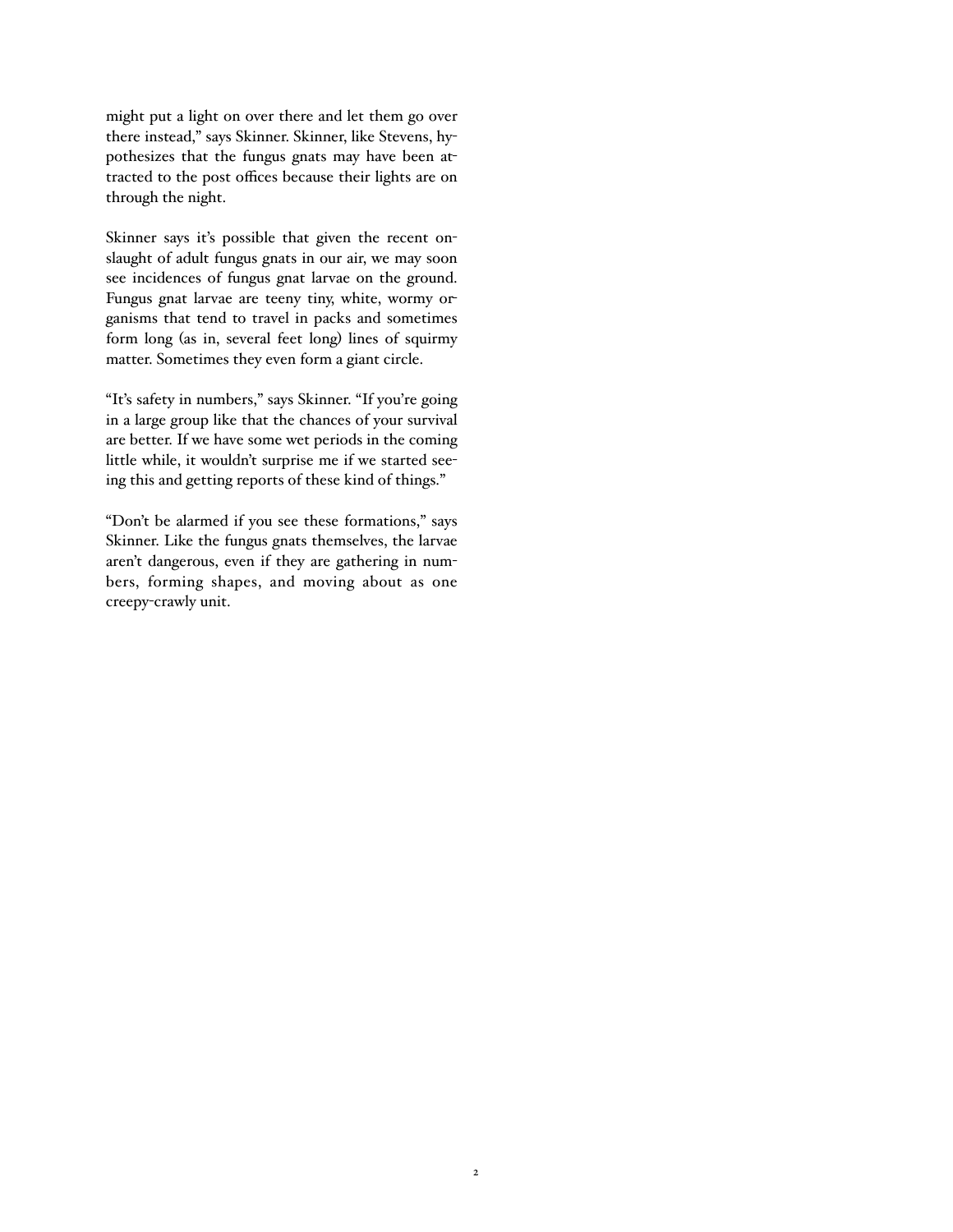might put a light on over there and let them go over there instead," says Skinner. Skinner, like Stevens, hypothesizes that the fungus gnats may have been attracted to the post offices because their lights are on through the night.

Skinner says it's possible that given the recent onslaught of adult fungus gnats in our air, we may soon see incidences of fungus gnat larvae on the ground. Fungus gnat larvae are teeny tiny, white, wormy organisms that tend to travel in packs and sometimes form long (as in, several feet long) lines of squirmy matter. Sometimes they even form a giant circle.

"It's safety in numbers," says Skinner. "If you're going in a large group like that the chances of your survival are better. If we have some wet periods in the coming little while, it wouldn't surprise me if we started seeing this and getting reports of these kind of things."

"Don't be alarmed if you see these formations," says Skinner. Like the fungus gnats themselves, the larvae aren't dangerous, even if they are gathering in numbers, forming shapes, and moving about as one creepy-crawly unit.